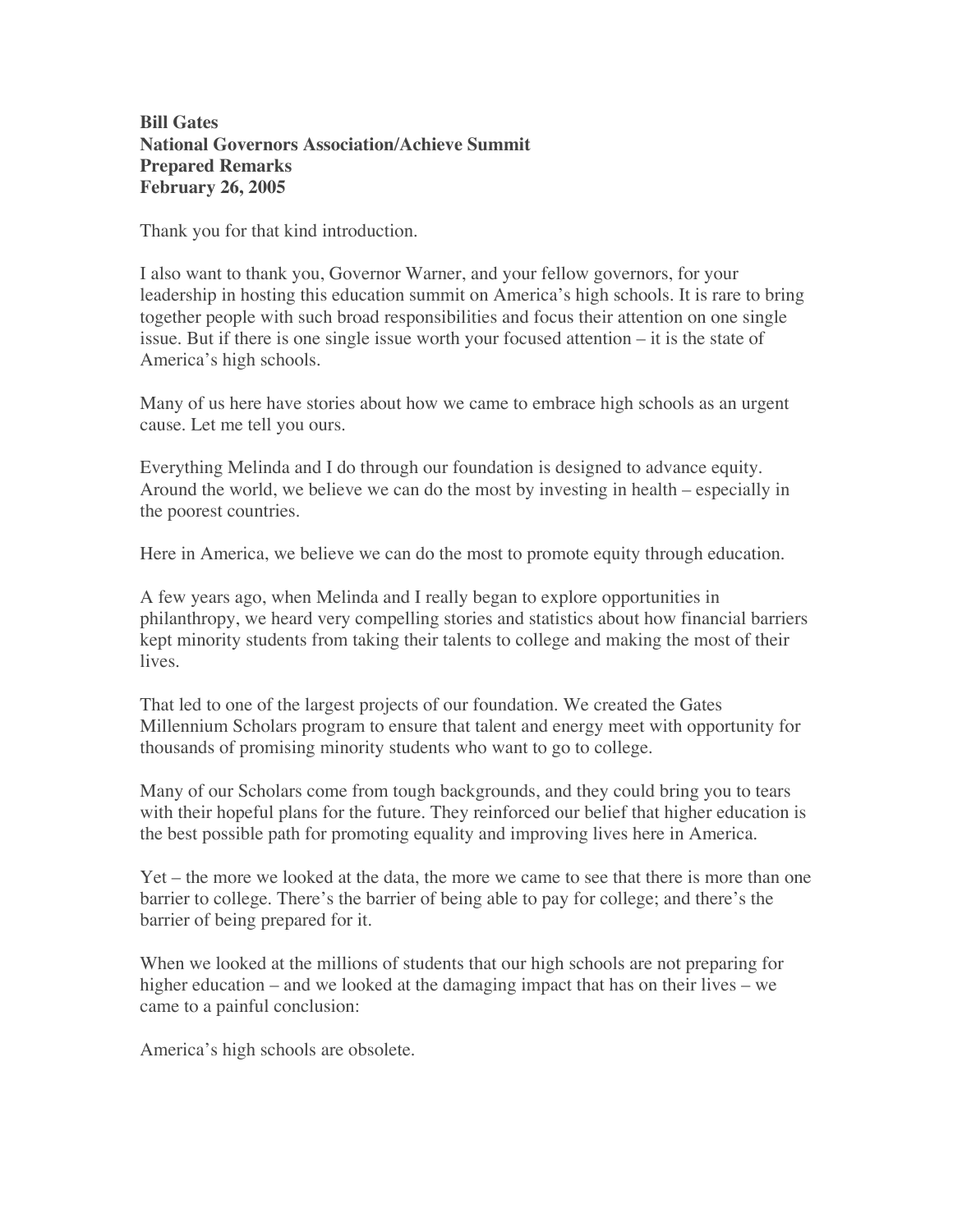**Bill Gates**
**National Governors Association/Achieve Summit**
**Prepared Remarks**
**February 26, 2005**

Thank you for that kind introduction.

I also want to thank you, Governor Warner, and your fellow governors, for your leadership in hosting this education summit on America's high schools. It is rare to bring together people with such broad responsibilities and focus their attention on one single issue. But if there is one single issue worth your focused attention – it is the state of America's high schools.

Many of us here have stories about how we came to embrace high schools as an urgent cause. Let me tell you ours.

Everything Melinda and I do through our foundation is designed to advance equity. Around the world, we believe we can do the most by investing in health – especially in the poorest countries.

Here in America, we believe we can do the most to promote equity through education.

A few years ago, when Melinda and I really began to explore opportunities in philanthropy, we heard very compelling stories and statistics about how financial barriers kept minority students from taking their talents to college and making the most of their lives.

That led to one of the largest projects of our foundation. We created the Gates Millennium Scholars program to ensure that talent and energy meet with opportunity for thousands of promising minority students who want to go to college.

Many of our Scholars come from tough backgrounds, and they could bring you to tears with their hopeful plans for the future. They reinforced our belief that higher education is the best possible path for promoting equality and improving lives here in America.

Yet – the more we looked at the data, the more we came to see that there is more than one barrier to college. There's the barrier of being able to pay for college; and there's the barrier of being prepared for it.

When we looked at the millions of students that our high schools are not preparing for higher education – and we looked at the damaging impact that has on their lives – we came to a painful conclusion:

America's high schools are obsolete.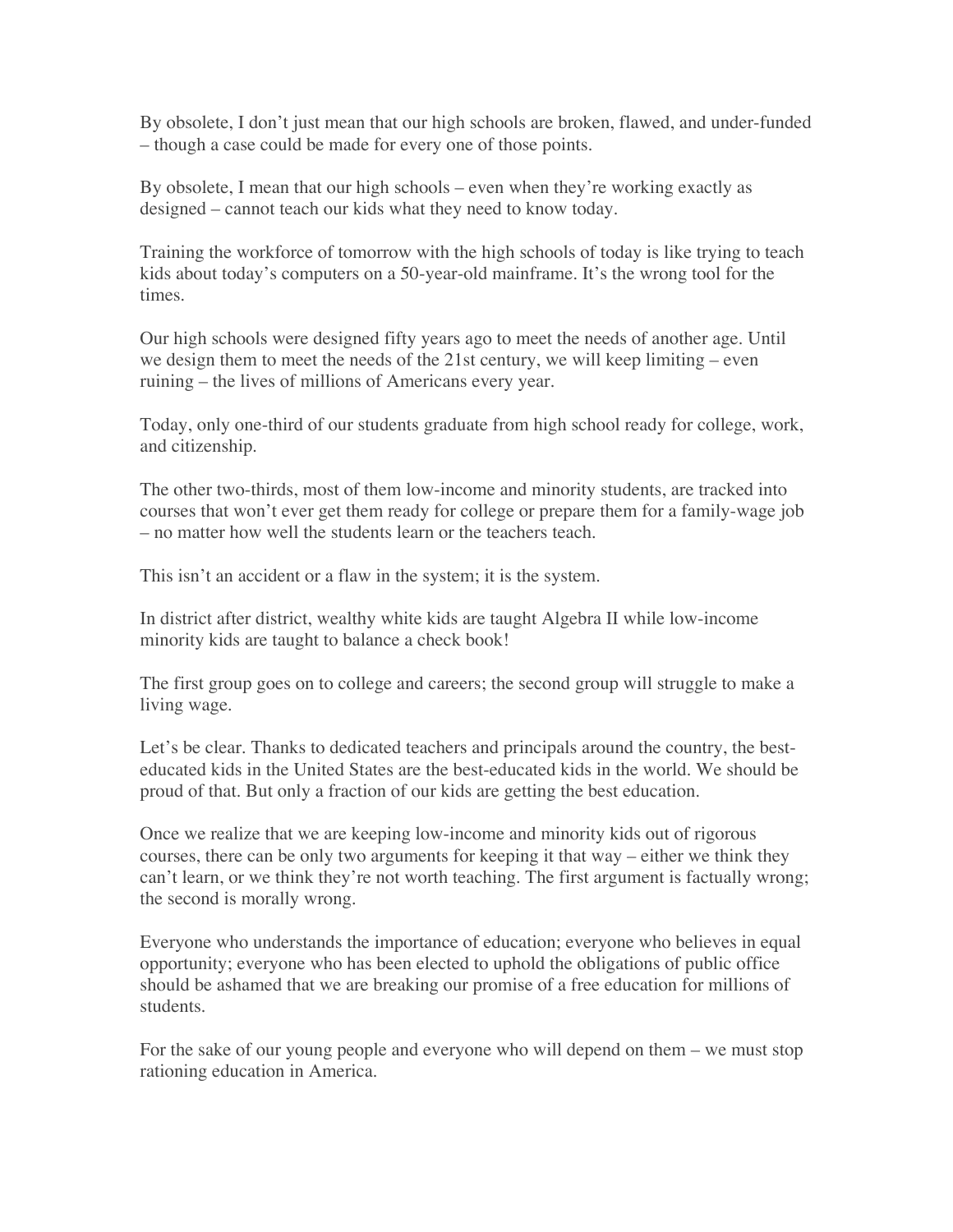By obsolete, I don't just mean that our high schools are broken, flawed, and under-funded – though a case could be made for every one of those points.

By obsolete, I mean that our high schools – even when they're working exactly as designed – cannot teach our kids what they need to know today.

Training the workforce of tomorrow with the high schools of today is like trying to teach kids about today's computers on a 50-year-old mainframe. It's the wrong tool for the times.

Our high schools were designed fifty years ago to meet the needs of another age. Until we design them to meet the needs of the 21st century, we will keep limiting – even ruining – the lives of millions of Americans every year.

Today, only one-third of our students graduate from high school ready for college, work, and citizenship.

The other two-thirds, most of them low-income and minority students, are tracked into courses that won't ever get them ready for college or prepare them for a family-wage job – no matter how well the students learn or the teachers teach.

This isn't an accident or a flaw in the system; it is the system.

In district after district, wealthy white kids are taught Algebra II while low-income minority kids are taught to balance a check book!

The first group goes on to college and careers; the second group will struggle to make a living wage.

Let's be clear. Thanks to dedicated teachers and principals around the country, the best-educated kids in the United States are the best-educated kids in the world. We should be proud of that. But only a fraction of our kids are getting the best education.

Once we realize that we are keeping low-income and minority kids out of rigorous courses, there can be only two arguments for keeping it that way – either we think they can't learn, or we think they're not worth teaching. The first argument is factually wrong; the second is morally wrong.

Everyone who understands the importance of education; everyone who believes in equal opportunity; everyone who has been elected to uphold the obligations of public office should be ashamed that we are breaking our promise of a free education for millions of students.

For the sake of our young people and everyone who will depend on them – we must stop rationing education in America.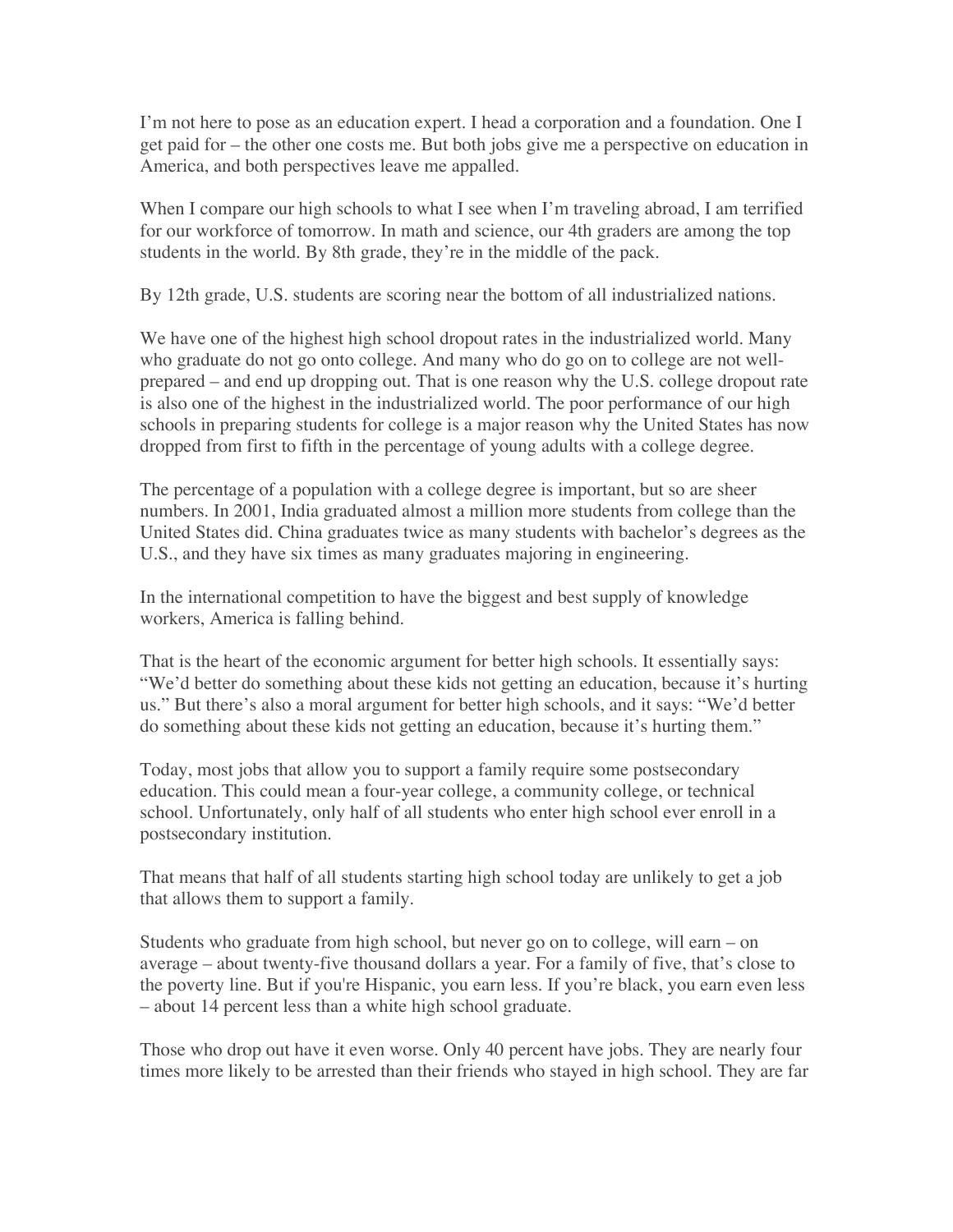I'm not here to pose as an education expert. I head a corporation and a foundation. One I get paid for – the other one costs me. But both jobs give me a perspective on education in America, and both perspectives leave me appalled.

When I compare our high schools to what I see when I'm traveling abroad, I am terrified for our workforce of tomorrow. In math and science, our 4th graders are among the top students in the world. By 8th grade, they're in the middle of the pack.

By 12th grade, U.S. students are scoring near the bottom of all industrialized nations.

We have one of the highest high school dropout rates in the industrialized world. Many who graduate do not go onto college. And many who do go on to college are not well-prepared – and end up dropping out. That is one reason why the U.S. college dropout rate is also one of the highest in the industrialized world. The poor performance of our high schools in preparing students for college is a major reason why the United States has now dropped from first to fifth in the percentage of young adults with a college degree.

The percentage of a population with a college degree is important, but so are sheer numbers. In 2001, India graduated almost a million more students from college than the United States did. China graduates twice as many students with bachelor's degrees as the U.S., and they have six times as many graduates majoring in engineering.

In the international competition to have the biggest and best supply of knowledge workers, America is falling behind.

That is the heart of the economic argument for better high schools. It essentially says: "We'd better do something about these kids not getting an education, because it's hurting us." But there's also a moral argument for better high schools, and it says: "We'd better do something about these kids not getting an education, because it's hurting them."

Today, most jobs that allow you to support a family require some postsecondary education. This could mean a four-year college, a community college, or technical school. Unfortunately, only half of all students who enter high school ever enroll in a postsecondary institution.

That means that half of all students starting high school today are unlikely to get a job that allows them to support a family.

Students who graduate from high school, but never go on to college, will earn – on average – about twenty-five thousand dollars a year. For a family of five, that's close to the poverty line. But if you're Hispanic, you earn less. If you're black, you earn even less – about 14 percent less than a white high school graduate.

Those who drop out have it even worse. Only 40 percent have jobs. They are nearly four times more likely to be arrested than their friends who stayed in high school. They are far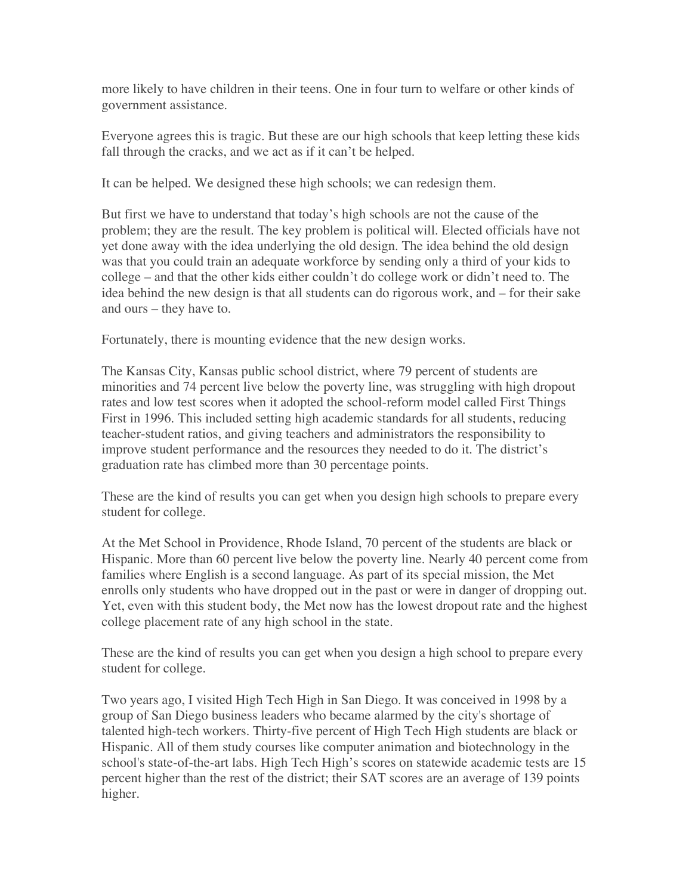more likely to have children in their teens. One in four turn to welfare or other kinds of government assistance.

Everyone agrees this is tragic. But these are our high schools that keep letting these kids fall through the cracks, and we act as if it can't be helped.

It can be helped. We designed these high schools; we can redesign them.

But first we have to understand that today's high schools are not the cause of the problem; they are the result. The key problem is political will. Elected officials have not yet done away with the idea underlying the old design. The idea behind the old design was that you could train an adequate workforce by sending only a third of your kids to college – and that the other kids either couldn't do college work or didn't need to. The idea behind the new design is that all students can do rigorous work, and – for their sake and ours – they have to.

Fortunately, there is mounting evidence that the new design works.

The Kansas City, Kansas public school district, where 79 percent of students are minorities and 74 percent live below the poverty line, was struggling with high dropout rates and low test scores when it adopted the school-reform model called First Things First in 1996. This included setting high academic standards for all students, reducing teacher-student ratios, and giving teachers and administrators the responsibility to improve student performance and the resources they needed to do it. The district's graduation rate has climbed more than 30 percentage points.

These are the kind of results you can get when you design high schools to prepare every student for college.

At the Met School in Providence, Rhode Island, 70 percent of the students are black or Hispanic. More than 60 percent live below the poverty line. Nearly 40 percent come from families where English is a second language. As part of its special mission, the Met enrolls only students who have dropped out in the past or were in danger of dropping out. Yet, even with this student body, the Met now has the lowest dropout rate and the highest college placement rate of any high school in the state.

These are the kind of results you can get when you design a high school to prepare every student for college.

Two years ago, I visited High Tech High in San Diego. It was conceived in 1998 by a group of San Diego business leaders who became alarmed by the city's shortage of talented high-tech workers. Thirty-five percent of High Tech High students are black or Hispanic. All of them study courses like computer animation and biotechnology in the school's state-of-the-art labs. High Tech High's scores on statewide academic tests are 15 percent higher than the rest of the district; their SAT scores are an average of 139 points higher.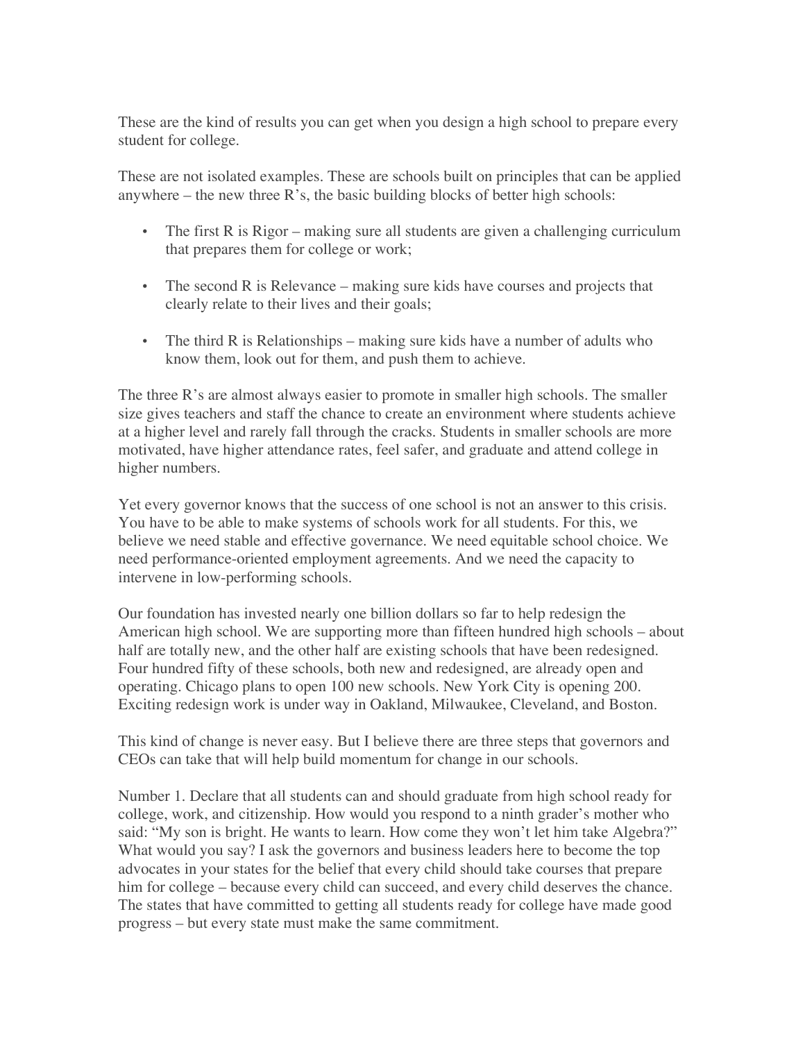These are the kind of results you can get when you design a high school to prepare every student for college.

These are not isolated examples. These are schools built on principles that can be applied anywhere – the new three R's, the basic building blocks of better high schools:

- The first R is Rigor – making sure all students are given a challenging curriculum that prepares them for college or work;
- The second R is Relevance – making sure kids have courses and projects that clearly relate to their lives and their goals;
- The third R is Relationships – making sure kids have a number of adults who know them, look out for them, and push them to achieve.

The three R's are almost always easier to promote in smaller high schools. The smaller size gives teachers and staff the chance to create an environment where students achieve at a higher level and rarely fall through the cracks. Students in smaller schools are more motivated, have higher attendance rates, feel safer, and graduate and attend college in higher numbers.

Yet every governor knows that the success of one school is not an answer to this crisis. You have to be able to make systems of schools work for all students. For this, we believe we need stable and effective governance. We need equitable school choice. We need performance-oriented employment agreements. And we need the capacity to intervene in low-performing schools.

Our foundation has invested nearly one billion dollars so far to help redesign the American high school. We are supporting more than fifteen hundred high schools – about half are totally new, and the other half are existing schools that have been redesigned. Four hundred fifty of these schools, both new and redesigned, are already open and operating. Chicago plans to open 100 new schools. New York City is opening 200. Exciting redesign work is under way in Oakland, Milwaukee, Cleveland, and Boston.

This kind of change is never easy. But I believe there are three steps that governors and CEOs can take that will help build momentum for change in our schools.

Number 1. Declare that all students can and should graduate from high school ready for college, work, and citizenship. How would you respond to a ninth grader's mother who said: "My son is bright. He wants to learn. How come they won't let him take Algebra?" What would you say? I ask the governors and business leaders here to become the top advocates in your states for the belief that every child should take courses that prepare him for college – because every child can succeed, and every child deserves the chance. The states that have committed to getting all students ready for college have made good progress – but every state must make the same commitment.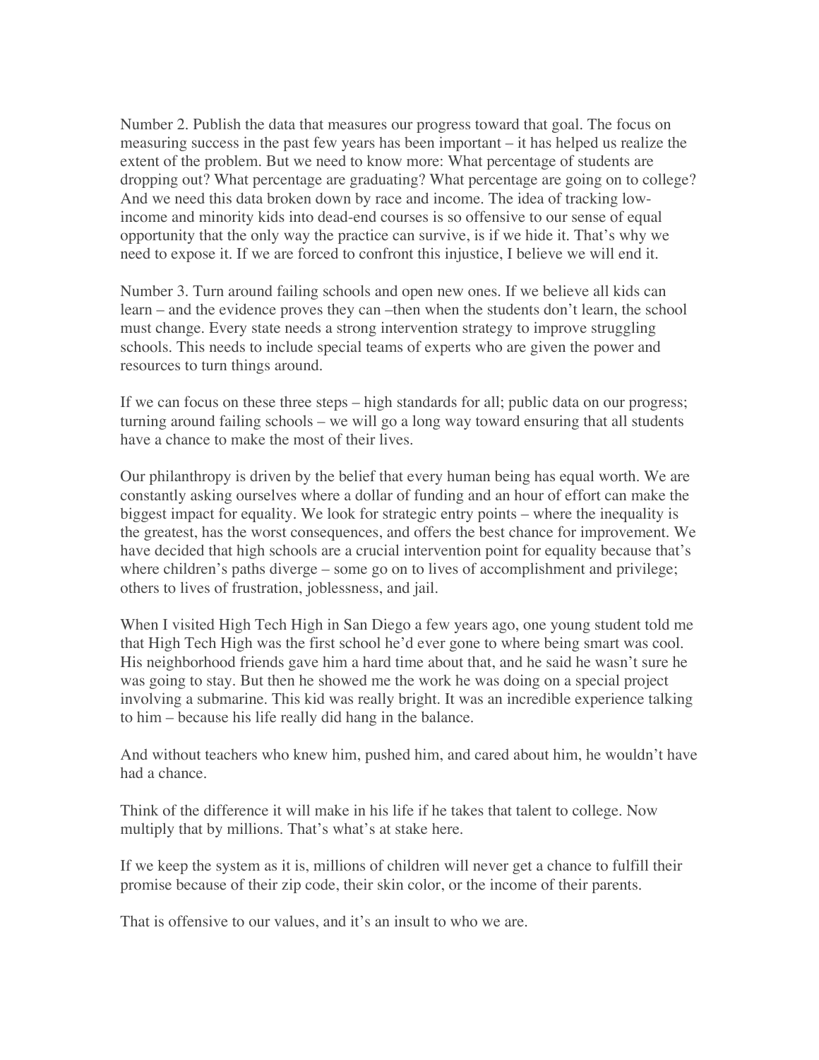Number 2. Publish the data that measures our progress toward that goal. The focus on measuring success in the past few years has been important – it has helped us realize the extent of the problem. But we need to know more: What percentage of students are dropping out? What percentage are graduating? What percentage are going on to college? And we need this data broken down by race and income. The idea of tracking low-income and minority kids into dead-end courses is so offensive to our sense of equal opportunity that the only way the practice can survive, is if we hide it. That's why we need to expose it. If we are forced to confront this injustice, I believe we will end it.

Number 3. Turn around failing schools and open new ones. If we believe all kids can learn – and the evidence proves they can –then when the students don't learn, the school must change. Every state needs a strong intervention strategy to improve struggling schools. This needs to include special teams of experts who are given the power and resources to turn things around.

If we can focus on these three steps – high standards for all; public data on our progress; turning around failing schools – we will go a long way toward ensuring that all students have a chance to make the most of their lives.

Our philanthropy is driven by the belief that every human being has equal worth. We are constantly asking ourselves where a dollar of funding and an hour of effort can make the biggest impact for equality. We look for strategic entry points – where the inequality is the greatest, has the worst consequences, and offers the best chance for improvement. We have decided that high schools are a crucial intervention point for equality because that's where children's paths diverge – some go on to lives of accomplishment and privilege; others to lives of frustration, joblessness, and jail.

When I visited High Tech High in San Diego a few years ago, one young student told me that High Tech High was the first school he'd ever gone to where being smart was cool. His neighborhood friends gave him a hard time about that, and he said he wasn't sure he was going to stay. But then he showed me the work he was doing on a special project involving a submarine. This kid was really bright. It was an incredible experience talking to him – because his life really did hang in the balance.

And without teachers who knew him, pushed him, and cared about him, he wouldn't have had a chance.

Think of the difference it will make in his life if he takes that talent to college. Now multiply that by millions. That's what's at stake here.

If we keep the system as it is, millions of children will never get a chance to fulfill their promise because of their zip code, their skin color, or the income of their parents.

That is offensive to our values, and it's an insult to who we are.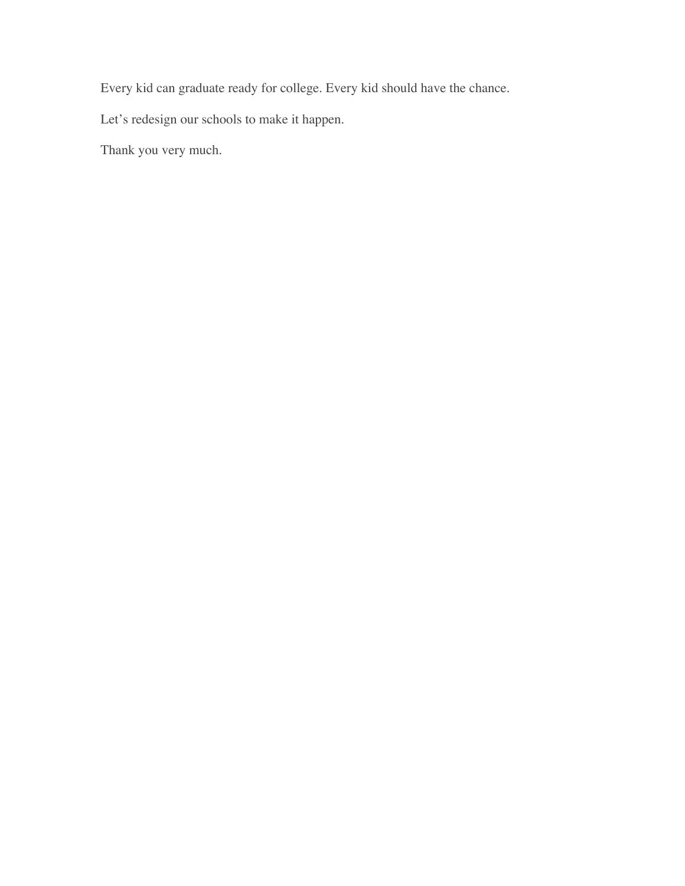Every kid can graduate ready for college. Every kid should have the chance.

Let’s redesign our schools to make it happen.

Thank you very much.